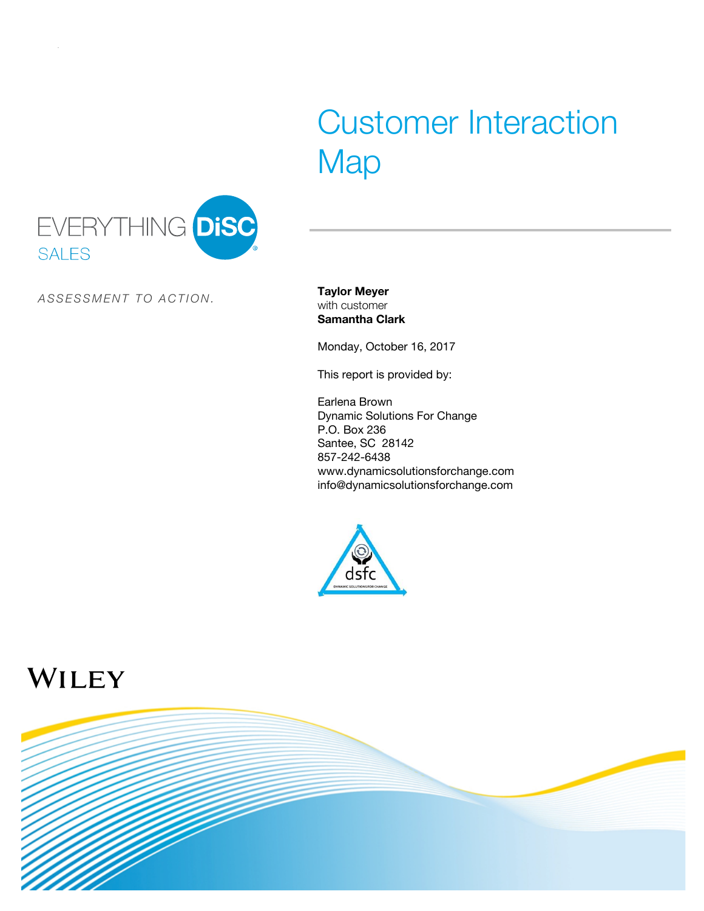# Customer Interaction Map

EVERYTHING DiSC®
SALES

*ASSESSMENT TO ACTION.*

**Taylor Meyer**
with customer
**Samantha Clark**

Monday, October 16, 2017

This report is provided by:

Earlena Brown
Dynamic Solutions For Change
P.O. Box 236
Santee, SC 28142
857-242-6438
www.dynamicsolutionsforchange.com
info@dynamicsolutionsforchange.com

dsfc
DYNAMIC SOLUTIONS FOR CHANGE

WILEY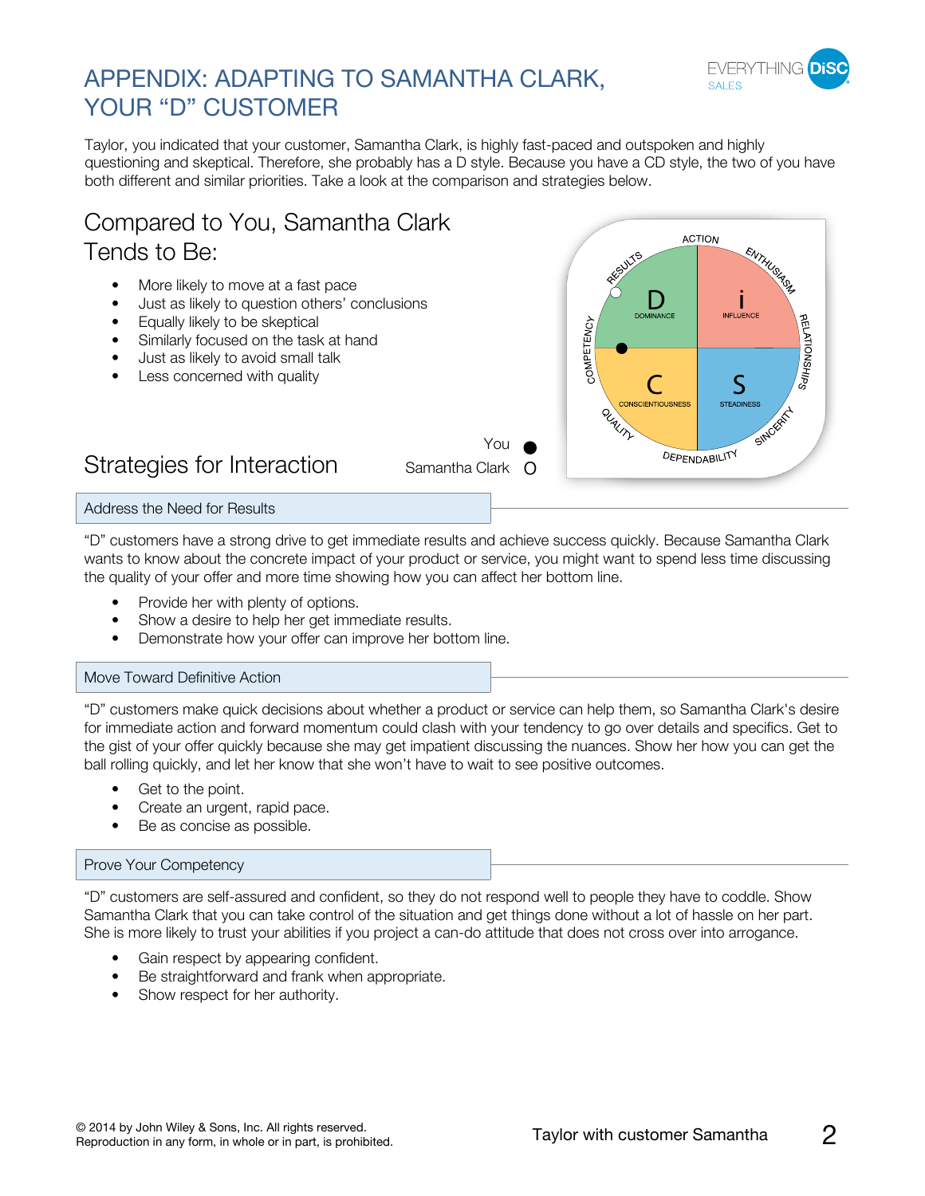# APPENDIX: ADAPTING TO SAMANTHA CLARK, YOUR “D” CUSTOMER

EVERYTHING DiSC SALES

Taylor, you indicated that your customer, Samantha Clark, is highly fast-paced and outspoken and highly questioning and skeptical. Therefore, she probably has a D style. Because you have a CD style, the two of you have both different and similar priorities. Take a look at the comparison and strategies below.

## Compared to You, Samantha Clark Tends to Be:

- More likely to move at a fast pace
- Just as likely to question others' conclusions
- Equally likely to be skeptical
- Similarly focused on the task at hand
- Just as likely to avoid small talk
- Less concerned with quality

ACTION
ENTHUSIASM
RELATIONSHIPS
SINCERITY
DEPENDABILITY
QUALITY
COMPETENCY
RESULTS
D
DOMINANCE
i
INFLUENCE
C
CONSCIENTIOUSNESS
S
STEADINESS

You ●
Samantha Clark O

## Strategies for Interaction

### Address the Need for Results

“D” customers have a strong drive to get immediate results and achieve success quickly. Because Samantha Clark wants to know about the concrete impact of your product or service, you might want to spend less time discussing the quality of your offer and more time showing how you can affect her bottom line.

- Provide her with plenty of options.
- Show a desire to help her get immediate results.
- Demonstrate how your offer can improve her bottom line.

### Move Toward Definitive Action

“D” customers make quick decisions about whether a product or service can help them, so Samantha Clark's desire for immediate action and forward momentum could clash with your tendency to go over details and specifics. Get to the gist of your offer quickly because she may get impatient discussing the nuances. Show her how you can get the ball rolling quickly, and let her know that she won't have to wait to see positive outcomes.

- Get to the point.
- Create an urgent, rapid pace.
- Be as concise as possible.

### Prove Your Competency

“D” customers are self-assured and confident, so they do not respond well to people they have to coddle. Show Samantha Clark that you can take control of the situation and get things done without a lot of hassle on her part. She is more likely to trust your abilities if you project a can-do attitude that does not cross over into arrogance.

- Gain respect by appearing confident.
- Be straightforward and frank when appropriate.
- Show respect for her authority.

© 2014 by John Wiley & Sons, Inc. All rights reserved.
Reproduction in any form, in whole or in part, is prohibited.